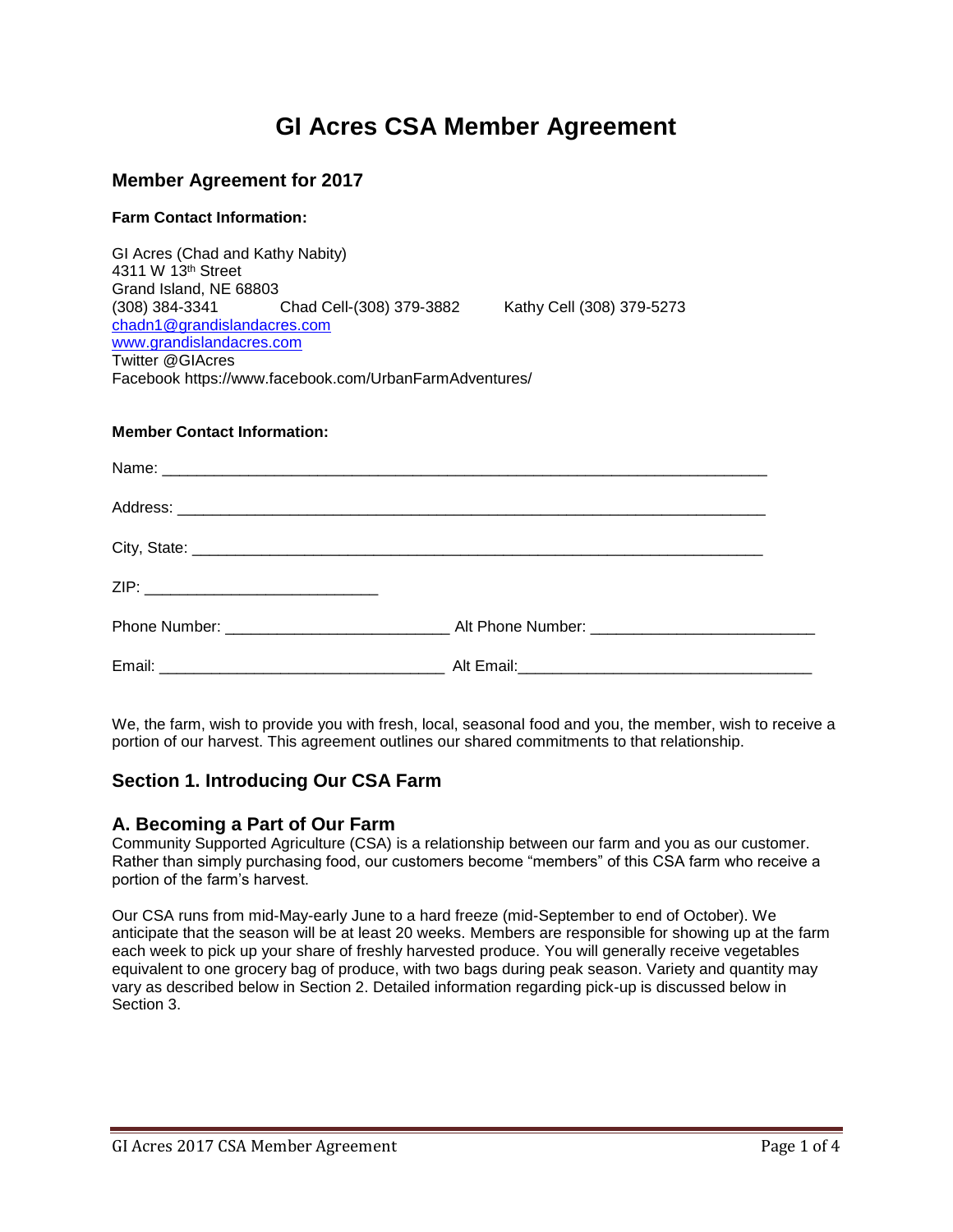# GI Acres CSA Member Agreement

## Member Agreement for 2017

**Farm Contact Information:**

GI Acres (Chad and Kathy Nabity)
4311 W 13th Street
Grand Island, NE 68803
(308) 384-3341 Chad Cell-(308) 379-3882 Kathy Cell (308) 379-5273
chadn1@grandislandacres.com
www.grandislandacres.com
Twitter @GIAcres
Facebook https://www.facebook.com/UrbanFarmAdventures/

**Member Contact Information:**

Name: ___________________________________________________________________________

Address: _________________________________________________________________________

City, State: _______________________________________________________________________

ZIP: ____________________________

Phone Number: ___________________________ Alt Phone Number: ___________________________

Email: ___________________________________ Alt Email:___________________________________

We, the farm, wish to provide you with fresh, local, seasonal food and you, the member, wish to receive a portion of our harvest. This agreement outlines our shared commitments to that relationship.

## Section 1. Introducing Our CSA Farm

## A. Becoming a Part of Our Farm

Community Supported Agriculture (CSA) is a relationship between our farm and you as our customer. Rather than simply purchasing food, our customers become "members" of this CSA farm who receive a portion of the farm's harvest.

Our CSA runs from mid-May-early June to a hard freeze (mid-September to end of October). We anticipate that the season will be at least 20 weeks. Members are responsible for showing up at the farm each week to pick up your share of freshly harvested produce. You will generally receive vegetables equivalent to one grocery bag of produce, with two bags during peak season. Variety and quantity may vary as described below in Section 2. Detailed information regarding pick-up is discussed below in Section 3.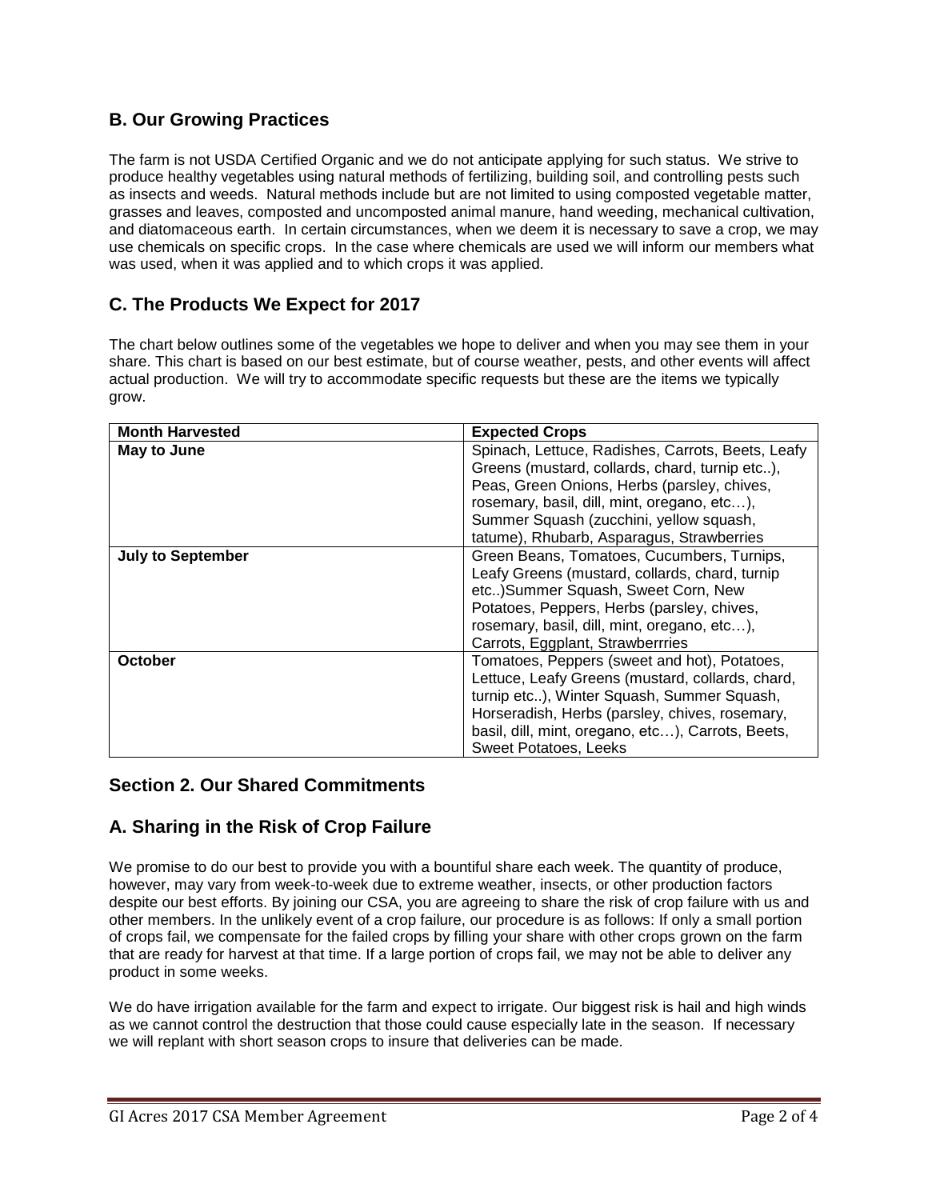## B. Our Growing Practices

The farm is not USDA Certified Organic and we do not anticipate applying for such status. We strive to produce healthy vegetables using natural methods of fertilizing, building soil, and controlling pests such as insects and weeds. Natural methods include but are not limited to using composted vegetable matter, grasses and leaves, composted and uncomposted animal manure, hand weeding, mechanical cultivation, and diatomaceous earth. In certain circumstances, when we deem it is necessary to save a crop, we may use chemicals on specific crops. In the case where chemicals are used we will inform our members what was used, when it was applied and to which crops it was applied.

## C. The Products We Expect for 2017

The chart below outlines some of the vegetables we hope to deliver and when you may see them in your share. This chart is based on our best estimate, but of course weather, pests, and other events will affect actual production. We will try to accommodate specific requests but these are the items we typically grow.

| Month Harvested | Expected Crops |
|---|---|
| **May to June** | Spinach, Lettuce, Radishes, Carrots, Beets, Leafy Greens (mustard, collards, chard, turnip etc..), Peas, Green Onions, Herbs (parsley, chives, rosemary, basil, dill, mint, oregano, etc…), Summer Squash (zucchini, yellow squash, tatume), Rhubarb, Asparagus, Strawberries |
| **July to September** | Green Beans, Tomatoes, Cucumbers, Turnips, Leafy Greens (mustard, collards, chard, turnip etc..)Summer Squash, Sweet Corn, New Potatoes, Peppers, Herbs (parsley, chives, rosemary, basil, dill, mint, oregano, etc…), Carrots, Eggplant, Strawberrries |
| **October** | Tomatoes, Peppers (sweet and hot), Potatoes, Lettuce, Leafy Greens (mustard, collards, chard, turnip etc..), Winter Squash, Summer Squash, Horseradish, Herbs (parsley, chives, rosemary, basil, dill, mint, oregano, etc…), Carrots, Beets, Sweet Potatoes, Leeks |

## Section 2. Our Shared Commitments

## A. Sharing in the Risk of Crop Failure

We promise to do our best to provide you with a bountiful share each week. The quantity of produce, however, may vary from week-to-week due to extreme weather, insects, or other production factors despite our best efforts. By joining our CSA, you are agreeing to share the risk of crop failure with us and other members. In the unlikely event of a crop failure, our procedure is as follows: If only a small portion of crops fail, we compensate for the failed crops by filling your share with other crops grown on the farm that are ready for harvest at that time. If a large portion of crops fail, we may not be able to deliver any product in some weeks.

We do have irrigation available for the farm and expect to irrigate. Our biggest risk is hail and high winds as we cannot control the destruction that those could cause especially late in the season. If necessary we will replant with short season crops to insure that deliveries can be made.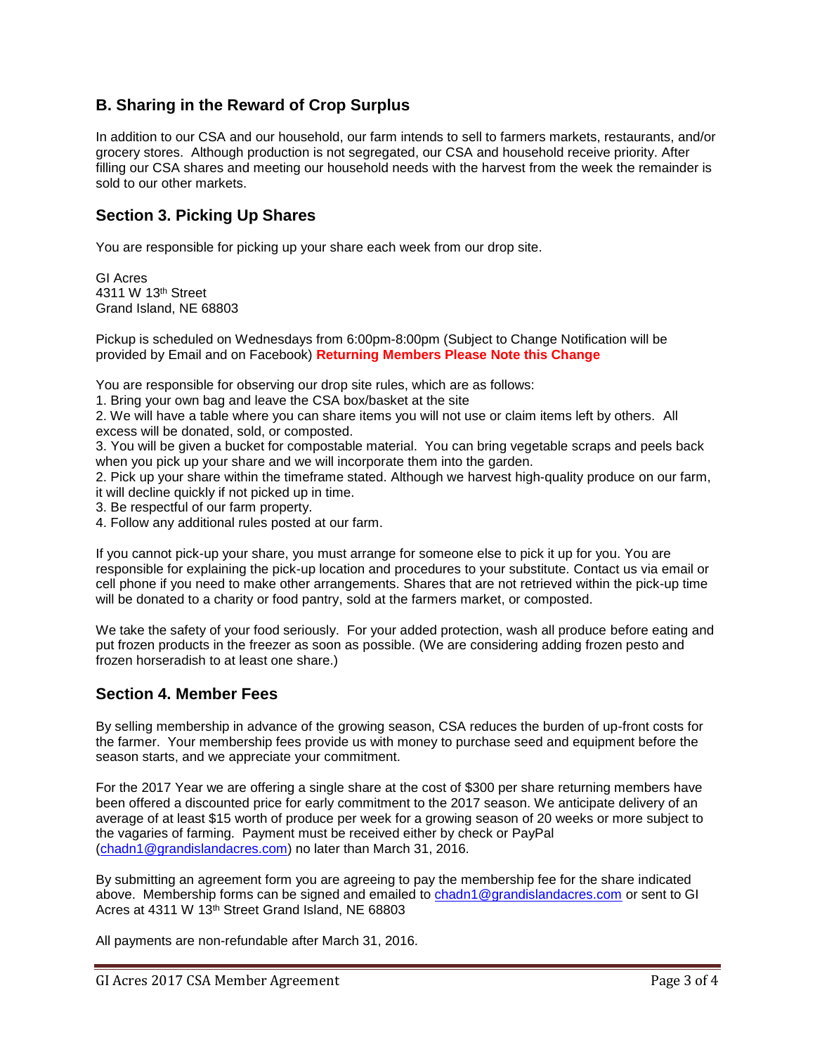## B. Sharing in the Reward of Crop Surplus

In addition to our CSA and our household, our farm intends to sell to farmers markets, restaurants, and/or grocery stores. Although production is not segregated, our CSA and household receive priority. After filling our CSA shares and meeting our household needs with the harvest from the week the remainder is sold to our other markets.

## Section 3. Picking Up Shares

You are responsible for picking up your share each week from our drop site.

GI Acres
4311 W 13th Street
Grand Island, NE 68803

Pickup is scheduled on Wednesdays from 6:00pm-8:00pm (Subject to Change Notification will be provided by Email and on Facebook) **Returning Members Please Note this Change**

You are responsible for observing our drop site rules, which are as follows:
1. Bring your own bag and leave the CSA box/basket at the site
2. We will have a table where you can share items you will not use or claim items left by others. All excess will be donated, sold, or composted.
3. You will be given a bucket for compostable material. You can bring vegetable scraps and peels back when you pick up your share and we will incorporate them into the garden.
2. Pick up your share within the timeframe stated. Although we harvest high-quality produce on our farm, it will decline quickly if not picked up in time.
3. Be respectful of our farm property.
4. Follow any additional rules posted at our farm.

If you cannot pick-up your share, you must arrange for someone else to pick it up for you. You are responsible for explaining the pick-up location and procedures to your substitute. Contact us via email or cell phone if you need to make other arrangements. Shares that are not retrieved within the pick-up time will be donated to a charity or food pantry, sold at the farmers market, or composted.

We take the safety of your food seriously. For your added protection, wash all produce before eating and put frozen products in the freezer as soon as possible. (We are considering adding frozen pesto and frozen horseradish to at least one share.)

## Section 4. Member Fees

By selling membership in advance of the growing season, CSA reduces the burden of up-front costs for the farmer. Your membership fees provide us with money to purchase seed and equipment before the season starts, and we appreciate your commitment.

For the 2017 Year we are offering a single share at the cost of $300 per share returning members have been offered a discounted price for early commitment to the 2017 season. We anticipate delivery of an average of at least $15 worth of produce per week for a growing season of 20 weeks or more subject to the vagaries of farming. Payment must be received either by check or PayPal (chadn1@grandislandacres.com) no later than March 31, 2016.

By submitting an agreement form you are agreeing to pay the membership fee for the share indicated above. Membership forms can be signed and emailed to chadn1@grandislandacres.com or sent to GI Acres at 4311 W 13th Street Grand Island, NE 68803

All payments are non-refundable after March 31, 2016.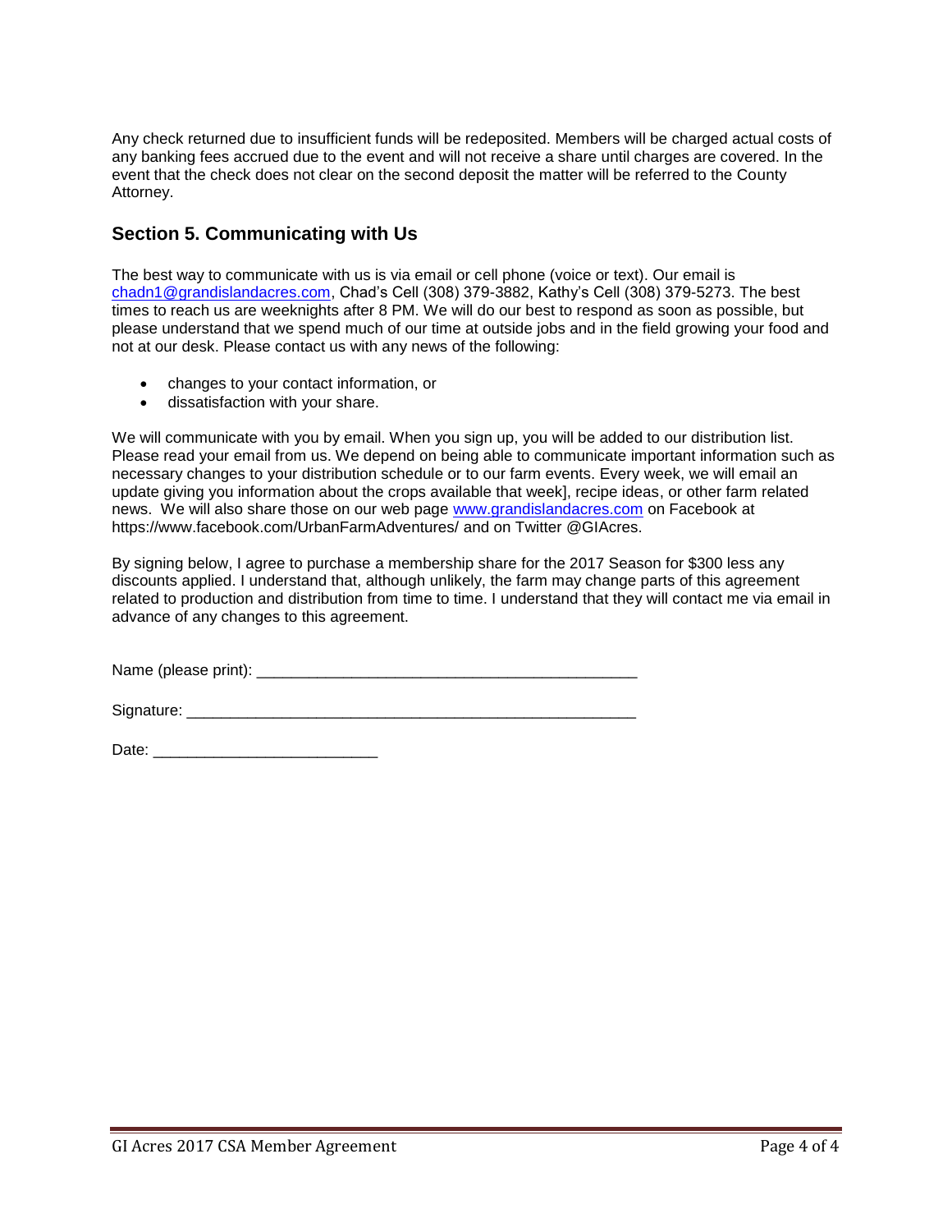Any check returned due to insufficient funds will be redeposited. Members will be charged actual costs of any banking fees accrued due to the event and will not receive a share until charges are covered. In the event that the check does not clear on the second deposit the matter will be referred to the County Attorney.

## Section 5. Communicating with Us

The best way to communicate with us is via email or cell phone (voice or text). Our email is chadn1@grandislandacres.com, Chad's Cell (308) 379-3882, Kathy's Cell (308) 379-5273. The best times to reach us are weeknights after 8 PM. We will do our best to respond as soon as possible, but please understand that we spend much of our time at outside jobs and in the field growing your food and not at our desk. Please contact us with any news of the following:

- changes to your contact information, or
- dissatisfaction with your share.

We will communicate with you by email. When you sign up, you will be added to our distribution list. Please read your email from us. We depend on being able to communicate important information such as necessary changes to your distribution schedule or to our farm events. Every week, we will email an update giving you information about the crops available that week], recipe ideas, or other farm related news. We will also share those on our web page www.grandislandacres.com on Facebook at https://www.facebook.com/UrbanFarmAdventures/ and on Twitter @GIAcres.

By signing below, I agree to purchase a membership share for the 2017 Season for $300 less any discounts applied. I understand that, although unlikely, the farm may change parts of this agreement related to production and distribution from time to time. I understand that they will contact me via email in advance of any changes to this agreement.

Name (please print): _____________________________________________

Signature: _____________________________________________________

Date: __________________________